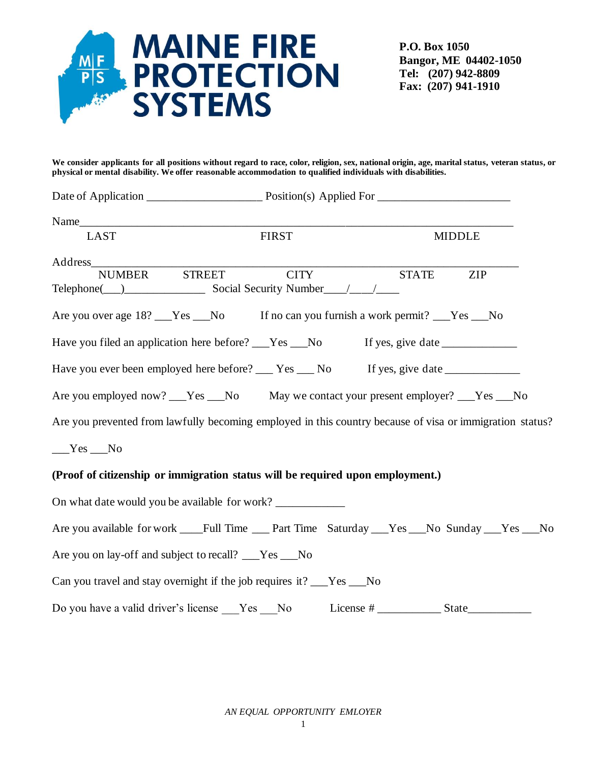# MAINE FIRE PROTECTION SYSTEMS

**P.O. Box 1050**
**Bangor, ME 04402-1050**
**Tel: (207) 942-8809**
**Fax: (207) 941-1910**

**We consider applicants for all positions without regard to race, color, religion, sex, national origin, age, marital status, veteran status, or physical or mental disability. We offer reasonable accommodation to qualified individuals with disabilities.**

Date of Application ___________________ Position(s) Applied For ______________________

Name_______________________________________________________________________________
LAST FIRST MIDDLE

Address_____________________________________________________________________________
NUMBER STREET CITY STATE ZIP

Telephone(___)_____________ Social Security Number____/____/____

Are you over age 18? ___Yes ___No If no can you furnish a work permit? ___Yes ___No

Have you filed an application here before? ___Yes ___No If yes, give date _____________

Have you ever been employed here before? ___ Yes ___ No If yes, give date _____________

Are you employed now? ___Yes ___No May we contact your present employer? ___Yes ___No

Are you prevented from lawfully becoming employed in this country because of visa or immigration status?

___Yes ___No

**(Proof of citizenship or immigration status will be required upon employment.)**

On what date would you be available for work? ____________

Are you available for work ____Full Time ___ Part Time Saturday ___Yes ___No Sunday ___Yes ___No

Are you on lay-off and subject to recall? ___Yes ___No

Can you travel and stay overnight if the job requires it? ___Yes ___No

Do you have a valid driver's license ___Yes ___No License # ___________ State___________

*AN EQUAL OPPORTUNITY EMLOYER*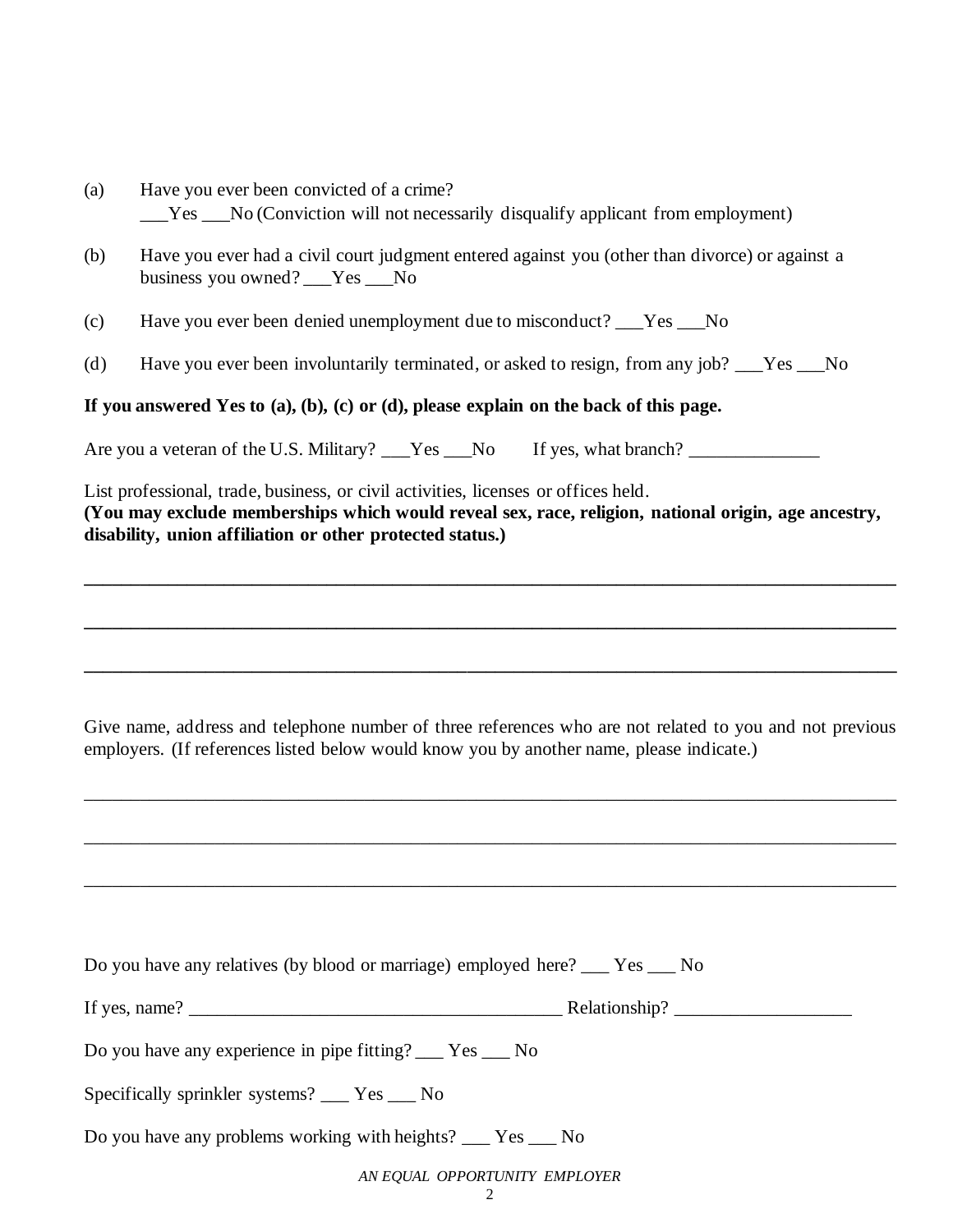(a) Have you ever been convicted of a crime?
___Yes ___No (Conviction will not necessarily disqualify applicant from employment)

(b) Have you ever had a civil court judgment entered against you (other than divorce) or against a business you owned? ___Yes ___No

(c) Have you ever been denied unemployment due to misconduct? ___Yes ___No

(d) Have you ever been involuntarily terminated, or asked to resign, from any job? ___Yes ___No

**If you answered Yes to (a), (b), (c) or (d), please explain on the back of this page.**

Are you a veteran of the U.S. Military? ___Yes ___No If yes, what branch? ______________

List professional, trade, business, or civil activities, licenses or offices held.
**(You may exclude memberships which would reveal sex, race, religion, national origin, age ancestry, disability, union affiliation or other protected status.)**

___________________________________________________________________________________

___________________________________________________________________________________

___________________________________________________________________________________

Give name, address and telephone number of three references who are not related to you and not previous employers. (If references listed below would know you by another name, please indicate.)

___________________________________________________________________________________

___________________________________________________________________________________

___________________________________________________________________________________

Do you have any relatives (by blood or marriage) employed here? ___ Yes ___ No

If yes, name? ________________________________________ Relationship? ___________________

Do you have any experience in pipe fitting? ___ Yes ___ No

Specifically sprinkler systems? ___ Yes ___ No

Do you have any problems working with heights? ___ Yes ___ No

*AN EQUAL OPPORTUNITY EMPLOYER*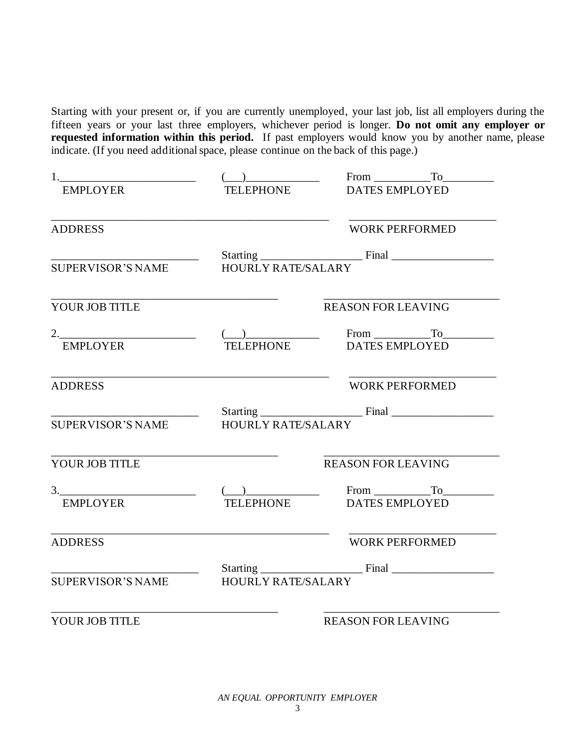Starting with your present or, if you are currently unemployed, your last job, list all employers during the fifteen years or your last three employers, whichever period is longer. **Do not omit any employer or requested information within this period.** If past employers would know you by another name, please indicate. (If you need additional space, please continue on the back of this page.)

1.________________________ (___)_____________ From __________To_________
EMPLOYER TELEPHONE DATES EMPLOYED

_________________________________________________ _________________________
ADDRESS WORK PERFORMED

_________________________ Starting __________________ Final __________________
SUPERVISOR'S NAME HOURLY RATE/SALARY

_______________________________________ ______________________________
YOUR JOB TITLE REASON FOR LEAVING

2.________________________ (___)_____________ From __________To_________
EMPLOYER TELEPHONE DATES EMPLOYED

_________________________________________________ _________________________
ADDRESS WORK PERFORMED

_________________________ Starting __________________ Final __________________
SUPERVISOR'S NAME HOURLY RATE/SALARY

_______________________________________ ______________________________
YOUR JOB TITLE REASON FOR LEAVING

3.________________________ (___)_____________ From __________To_________
EMPLOYER TELEPHONE DATES EMPLOYED

_________________________________________________ _________________________
ADDRESS WORK PERFORMED

_________________________ Starting __________________ Final __________________
SUPERVISOR'S NAME HOURLY RATE/SALARY

_______________________________________ ______________________________
YOUR JOB TITLE REASON FOR LEAVING

*AN EQUAL OPPORTUNITY EMPLOYER*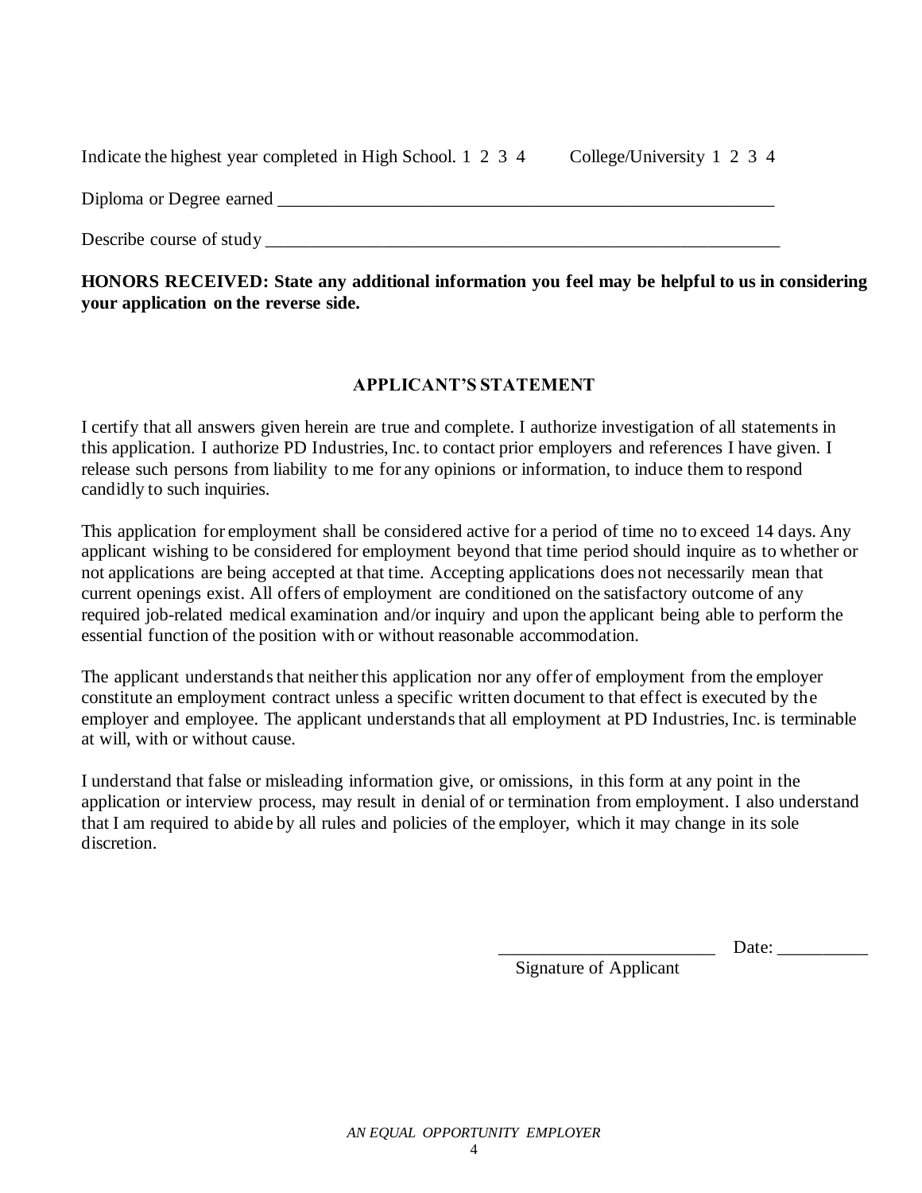Indicate the highest year completed in High School. 1 2 3 4 College/University 1 2 3 4

Diploma or Degree earned ___________________________________________________________

Describe course of study ____________________________________________________________

**HONORS RECEIVED: State any additional information you feel may be helpful to us in considering your application on the reverse side.**

## APPLICANT'S STATEMENT

I certify that all answers given herein are true and complete. I authorize investigation of all statements in this application. I authorize PD Industries, Inc. to contact prior employers and references I have given. I release such persons from liability to me for any opinions or information, to induce them to respond candidly to such inquiries.

This application for employment shall be considered active for a period of time no to exceed 14 days. Any applicant wishing to be considered for employment beyond that time period should inquire as to whether or not applications are being accepted at that time. Accepting applications does not necessarily mean that current openings exist. All offers of employment are conditioned on the satisfactory outcome of any required job-related medical examination and/or inquiry and upon the applicant being able to perform the essential function of the position with or without reasonable accommodation.

The applicant understands that neither this application nor any offer of employment from the employer constitute an employment contract unless a specific written document to that effect is executed by the employer and employee. The applicant understands that all employment at PD Industries, Inc. is terminable at will, with or without cause.

I understand that false or misleading information give, or omissions, in this form at any point in the application or interview process, may result in denial of or termination from employment. I also understand that I am required to abide by all rules and policies of the employer, which it may change in its sole discretion.

________________________ Date: __________

Signature of Applicant

*AN EQUAL OPPORTUNITY EMPLOYER*